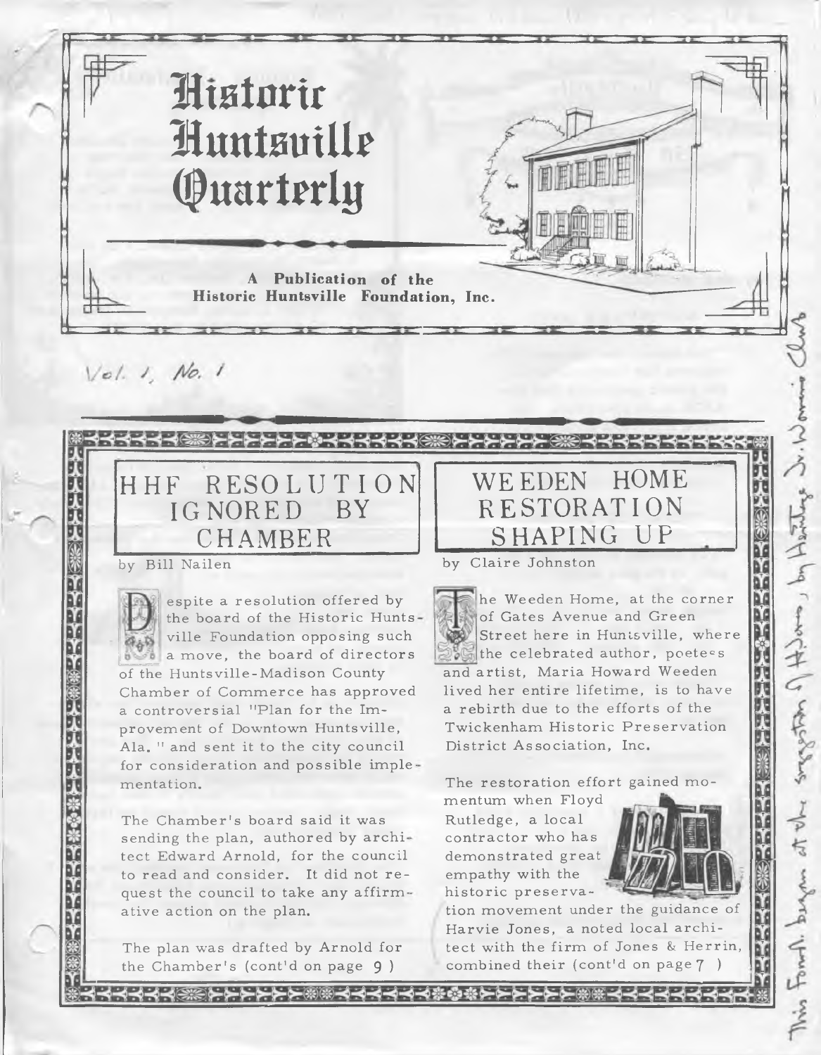# Historic Huntsville Quarterly

**A Publication of the Historic Huntsville Foundation, Inc.**

*Vol. 1, No. 1*

## HHF RESOLUTION IGNORED BY CHAMBER

by Bill Nailen

Despite a resolution offered by the board of the Historic Huntsville Foundation opposing such a move, the board of directors of the Huntsville-Madison County Chamber of Commerce has approved a controversial "Plan for the Improvement of Downtown Huntsville, Ala." and sent it to the city council for consideration and possible implementation.

The Chamber's board said it was sending the plan, authored by architect Edward Arnold, for the council to read and consider. It did not request the council to take any affirmative action on the plan.

The plan was drafted by Arnold for the Chamber's (cont'd on page 9)

## WEEDEN HOME RESTORATION SHAPING UP

by Claire Johnston

The Weeden Home, at the corner of Gates Avenue and Green Street here in Huntsville, where the celebrated author, poetess and artist, Maria Howard Weeden lived her entire lifetime, is to have a rebirth due to the efforts of the Twickenham Historic Preservation District Association, Inc.

The restoration effort gained momentum when Floyd Rutledge, a local contractor who has demonstrated great empathy with the historic preservation movement under the guidance of Harvie Jones, a noted local architect with the firm of Jones & Herrin, combined their (cont'd on page 7)

*This Found. began at the suggestion of H Jones, by Heritage Jr. Woman's Club*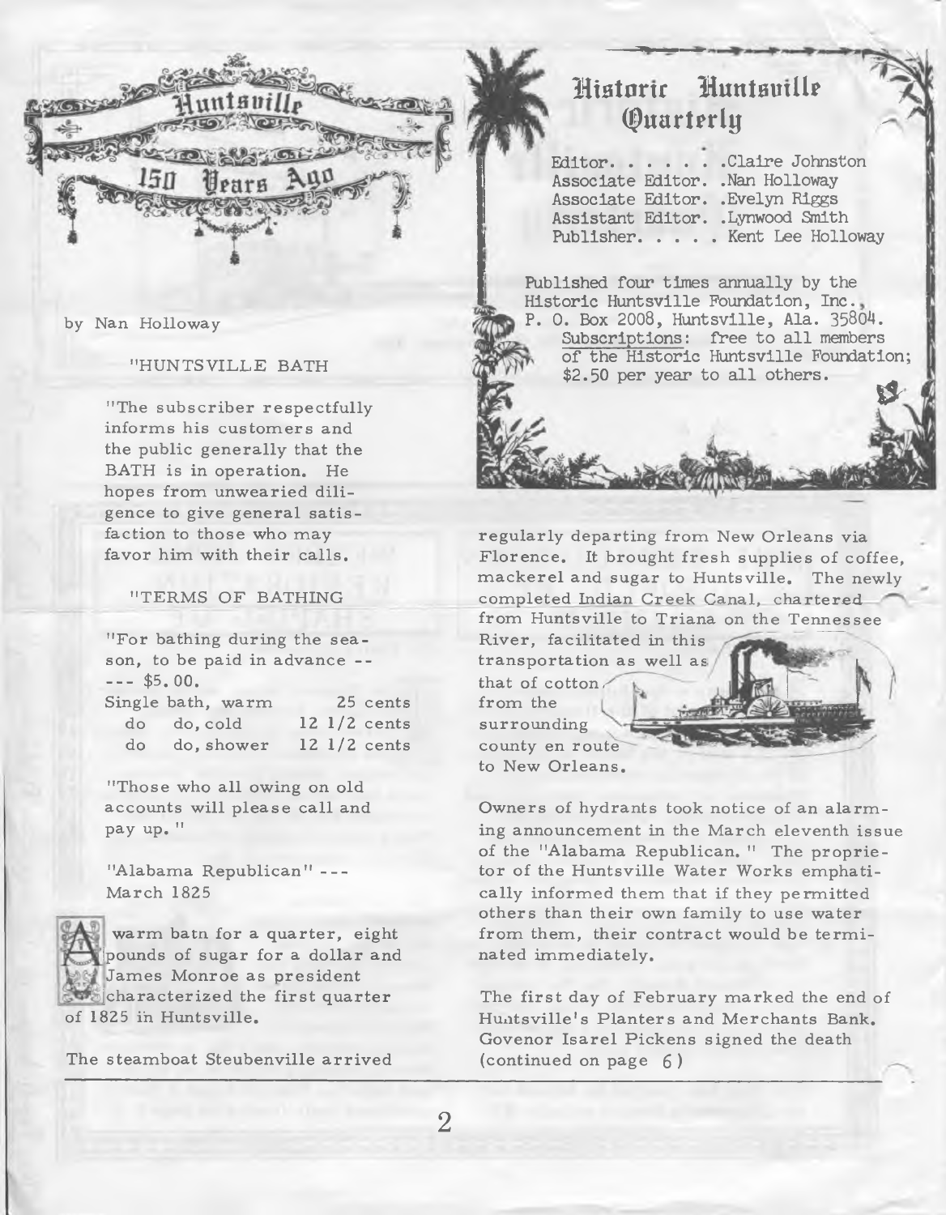# Huntsville 150 Years Ago

by Nan Holloway

"HUNTSVILLE BATH

"The subscriber respectfully informs his customers and the public generally that the BATH is in operation. He hopes from unwearied diligence to give general satisfaction to those who may favor him with their calls.

"TERMS OF BATHING

"For bathing during the season, to be paid in advance ----- $5.00.

| | | |
|---|---|---|
| Single bath, warm | | 25 cents |
| do | do, cold | 12 1/2 cents |
| do | do, shower | 12 1/2 cents |

"Those who all owing on old accounts will please call and pay up."

"Alabama Republican" --- March 1825

A warm batn for a quarter, eight pounds of sugar for a dollar and James Monroe as president characterized the first quarter of 1825 in Huntsville.

The steamboat Steubenville arrived regularly departing from New Orleans via Florence. It brought fresh supplies of coffee, mackerel and sugar to Huntsville. The newly completed Indian Creek Canal, chartered from Huntsville to Triana on the Tennessee River, facilitated in this transportation as well as that of cotton from the surrounding county en route to New Orleans.

Owners of hydrants took notice of an alarming announcement in the March eleventh issue of the "Alabama Republican." The proprietor of the Huntsville Water Works emphatically informed them that if they permitted others than their own family to use water from them, their contract would be terminated immediately.

The first day of February marked the end of Huntsville's Planters and Merchants Bank. Govenor Isarel Pickens signed the death (continued on page 6)

## Historic Huntsville Quarterly

Editor. . . . . . .Claire Johnston
Associate Editor. .Nan Holloway
Associate Editor. .Evelyn Riggs
Assistant Editor. .Lynwood Smith
Publisher. . . . . Kent Lee Holloway

Published four times annually by the Historic Huntsville Foundation, Inc., P. O. Box 2008, Huntsville, Ala. 35804.
Subscriptions: free to all members of the Historic Huntsville Foundation; $2.50 per year to all others.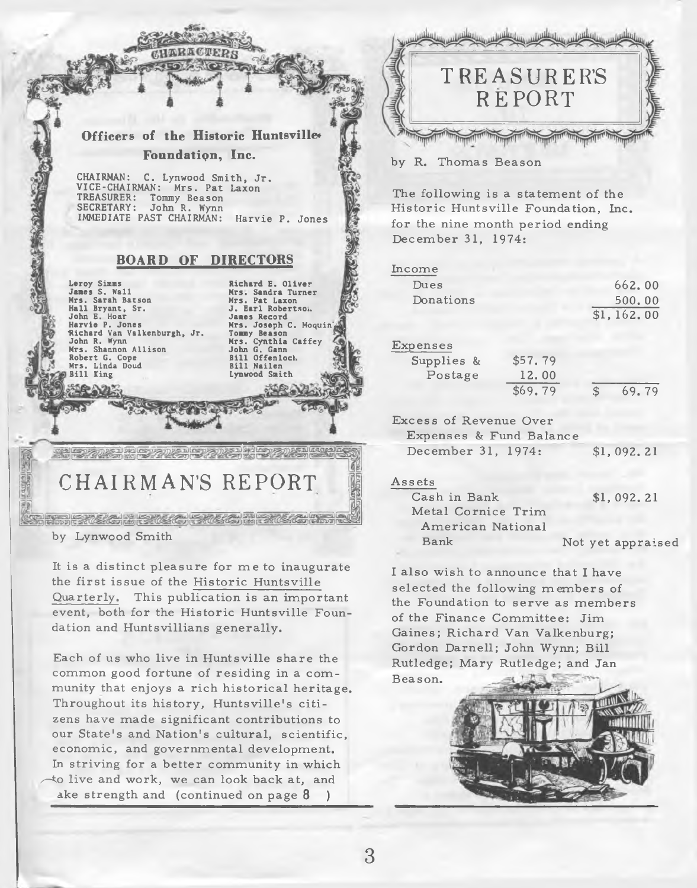## CHARACTERS

### Officers of the Historic Huntsville Foundation, Inc.

CHAIRMAN: C. Lynwood Smith, Jr.
VICE-CHAIRMAN: Mrs. Pat Laxon
TREASURER: Tommy Beason
SECRETARY: John R. Wynn
IMMEDIATE PAST CHAIRMAN: Harvie P. Jones

### BOARD OF DIRECTORS

| | |
|---|---|
| Leroy Simms | Richard E. Oliver |
| James S. Wall | Mrs. Sandra Turner |
| Mrs. Sarah Batson | Mrs. Pat Laxon |
| Hall Bryant, Sr. | J. Earl Robertson |
| John E. Hoar | James Record |
| Harvie P. Jones | Mrs. Joseph C. Moquin |
| Richard Van Valkenburgh, Jr. | Tommy Beason |
| John R. Wynn | Mrs. Cynthia Caffey |
| Mrs. Shannon Allison | John G. Gann |
| Robert G. Cope | Bill Offenlock |
| Mrs. Linda Doud | Bill Nailen |
| Bill King | Lynwood Smith |

## CHAIRMAN'S REPORT

by Lynwood Smith

It is a distinct pleasure for me to inaugurate the first issue of the Historic Huntsville Quarterly. This publication is an important event, both for the Historic Huntsville Foundation and Huntsvillians generally.

Each of us who live in Huntsville share the common good fortune of residing in a community that enjoys a rich historical heritage. Throughout its history, Huntsville's citizens have made significant contributions to our State's and Nation's cultural, scientific, economic, and governmental development. In striving for a better community in which to live and work, we can look back at, and take strength and (continued on page 8 )

## TREASURER'S REPORT

by R. Thomas Beason

The following is a statement of the Historic Huntsville Foundation, Inc. for the nine month period ending December 31, 1974:

| | | |
|---|---|---|
| **Income** | | |
| Dues | | 662.00 |
| Donations | | 500.00 |
| | | $1,162.00 |
| **Expenses** | | |
| Supplies & | $57.79 | |
| Postage | 12.00 | |
| | $69.79 | $ 69.79 |
| Excess of Revenue Over Expenses & Fund Balance December 31, 1974: | | $1,092.21 |
| **Assets** | | |
| Cash in Bank | | $1,092.21 |
| Metal Cornice Trim American National Bank | | Not yet appraised |

I also wish to announce that I have selected the following members of the Foundation to serve as members of the Finance Committee: Jim Gaines; Richard Van Valkenburg; Gordon Darnell; John Wynn; Bill Rutledge; Mary Rutledge; and Jan Beason.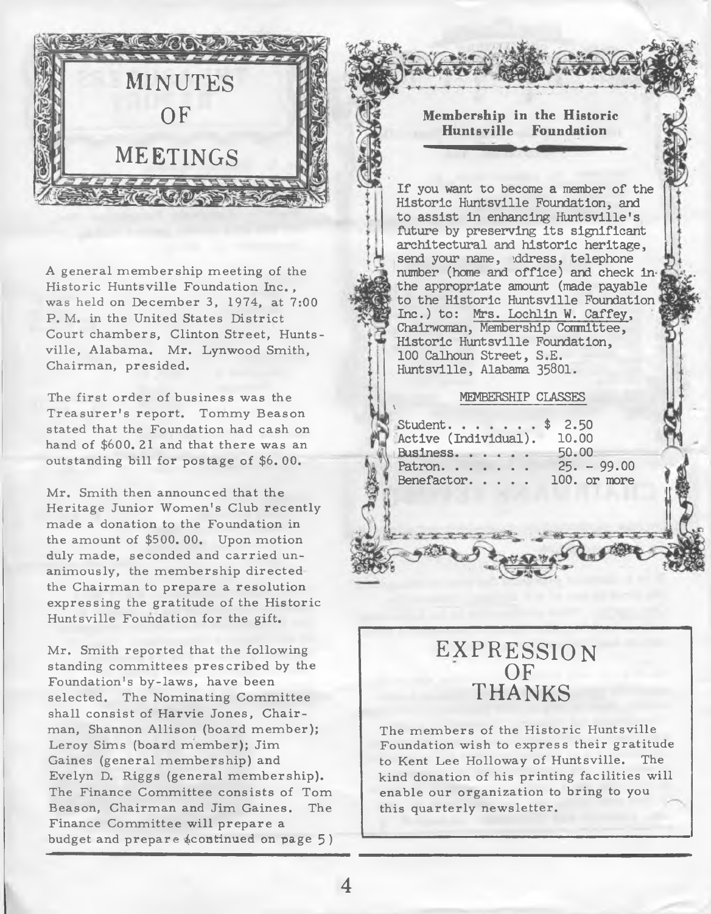# MINUTES OF MEETINGS

A general membership meeting of the Historic Huntsville Foundation Inc., was held on December 3, 1974, at 7:00 P. M. in the United States District Court chambers, Clinton Street, Huntsville, Alabama. Mr. Lynwood Smith, Chairman, presided.

The first order of business was the Treasurer's report. Tommy Beason stated that the Foundation had cash on hand of $600. 21 and that there was an outstanding bill for postage of $6. 00.

Mr. Smith then announced that the Heritage Junior Women's Club recently made a donation to the Foundation in the amount of $500. 00. Upon motion duly made, seconded and carried unanimously, the membership directed the Chairman to prepare a resolution expressing the gratitude of the Historic Huntsville Foundation for the gift.

Mr. Smith reported that the following standing committees prescribed by the Foundation's by-laws, have been selected. The Nominating Committee shall consist of Harvie Jones, Chairman, Shannon Allison (board member); Leroy Sims (board member); Jim Gaines (general membership) and Evelyn D. Riggs (general membership). The Finance Committee consists of Tom Beason, Chairman and Jim Gaines. The Finance Committee will prepare a budget and prepare (continued on page 5)

## Membership in the Historic Huntsville Foundation

If you want to become a member of the Historic Huntsville Foundation, and to assist in enhancing Huntsville's future by preserving its significant architectural and historic heritage, send your name, address, telephone number (home and office) and check in the appropriate amount (made payable to the Historic Huntsville Foundation Inc.) to: Mrs. Lochlin W. Caffey, Chairwoman, Membership Committee, Historic Huntsville Foundation, 100 Calhoun Street, S.E. Huntsville, Alabama 35801.

MEMBERSHIP CLASSES

| | |
|---|---|
| Student. . . . . . . | $ 2.50 |
| Active (Individual). | 10.00 |
| Business. . . . . . | 50.00 |
| Patron. . . . . . . | 25. - 99.00 |
| Benefactor. . . . . | 100. or more |

## EXPRESSION OF THANKS

The members of the Historic Huntsville Foundation wish to express their gratitude to Kent Lee Holloway of Huntsville. The kind donation of his printing facilities will enable our organization to bring to you this quarterly newsletter.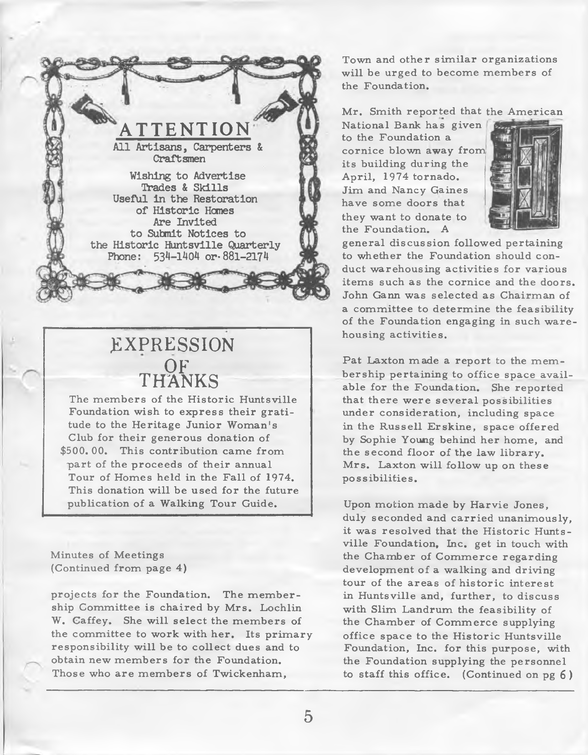## ATTENTION

All Artisans, Carpenters & Craftsmen

Wishing to Advertise Trades & Skills Useful in the Restoration of Historic Homes Are Invited to Submit Notices to the Historic Huntsville Quarterly Phone: 534-1404 or 881-2174

## EXPRESSION OF THANKS

The members of the Historic Huntsville Foundation wish to express their gratitude to the Heritage Junior Woman's Club for their generous donation of $500.00. This contribution came from part of the proceeds of their annual Tour of Homes held in the Fall of 1974. This donation will be used for the future publication of a Walking Tour Guide.

Minutes of Meetings
(Continued from page 4)

projects for the Foundation. The membership Committee is chaired by Mrs. Lochlin W. Caffey. She will select the members of the committee to work with her. Its primary responsibility will be to collect dues and to obtain new members for the Foundation. Those who are members of Twickenham, Town and other similar organizations will be urged to become members of the Foundation.

Mr. Smith reported that the American National Bank has given to the Foundation a cornice blown away from its building during the April, 1974 tornado. Jim and Nancy Gaines have some doors that they want to donate to the Foundation. A general discussion followed pertaining to whether the Foundation should conduct warehousing activities for various items such as the cornice and the doors. John Gann was selected as Chairman of a committee to determine the feasibility of the Foundation engaging in such warehousing activities.

Pat Laxton made a report to the membership pertaining to office space available for the Foundation. She reported that there were several possibilities under consideration, including space in the Russell Erskine, space offered by Sophie Young behind her home, and the second floor of the law library. Mrs. Laxton will follow up on these possibilities.

Upon motion made by Harvie Jones, duly seconded and carried unanimously, it was resolved that the Historic Huntsville Foundation, Inc. get in touch with the Chamber of Commerce regarding development of a walking and driving tour of the areas of historic interest in Huntsville and, further, to discuss with Slim Landrum the feasibility of the Chamber of Commerce supplying office space to the Historic Huntsville Foundation, Inc. for this purpose, with the Foundation supplying the personnel to staff this office. (Continued on pg 6)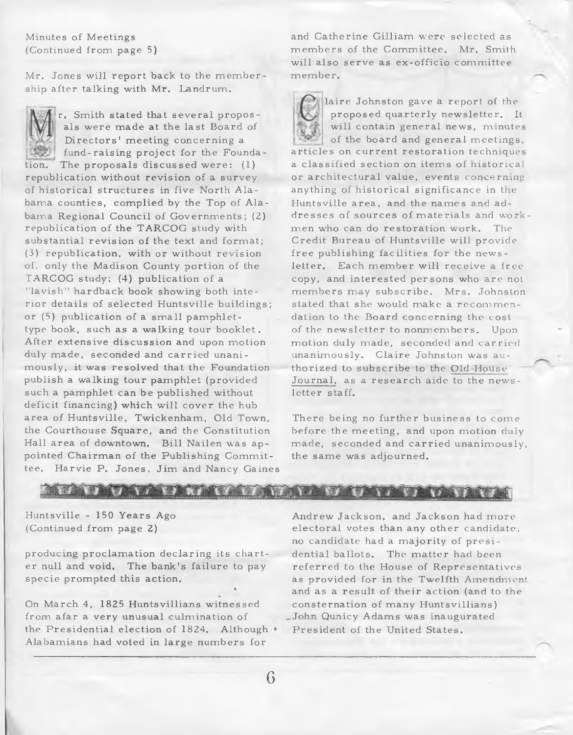Minutes of Meetings
(Continued from page 5)

Mr. Jones will report back to the membership after talking with Mr. Landrum.

Mr. Smith stated that several proposals were made at the last Board of Directors' meeting concerning a fund-raising project for the Foundation. The proposals discussed were: (1) republication without revision of a survey of historical structures in five North Alabama counties, complied by the Top of Alabama Regional Council of Governments; (2) republication of the TARCOG study with substantial revision of the text and format; (3) republication, with or without revision of. only the Madison County portion of the TARCOG study; (4) publication of a "lavish" hardback book showing both interior details of selected Huntsville buildings; or (5) publication of a small pamphlet-type book, such as a walking tour booklet. After extensive discussion and upon motion duly made, seconded and carried unanimously, it was resolved that the Foundation publish a walking tour pamphlet (provided such a pamphlet can be published without deficit financing) which will cover the hub area of Huntsville, Twickenham, Old Town, the Courthouse Square, and the Constitution Hall area of downtown. Bill Nailen was appointed Chairman of the Publishing Committee. Harvie P. Jones, Jim and Nancy Gaines and Catherine Gilliam were selected as members of the Committee. Mr. Smith will also serve as ex-officio committee member.

Claire Johnston gave a report of the proposed quarterly newsletter. It will contain general news, minutes of the board and general meetings, articles on current restoration techniques a classified section on items of historical or architectural value, events concerning anything of historical significance in the Huntsville area, and the names and addresses of sources of materials and workmen who can do restoration work. The Credit Bureau of Huntsville will provide free publishing facilities for the newsletter. Each member will receive a free copy, and interested persons who are not members may subscribe. Mrs. Johnston stated that she would make a recommendation to the Board concerning the cost of the newsletter to nonmembers. Upon motion duly made, seconded and carried unanimously. Claire Johnston was authorized to subscribe to the Old-House Journal, as a research aide to the newsletter staff.

There being no further business to come before the meeting, and upon motion duly made, seconded and carried unanimously, the same was adjourned.

---

Huntsville - 150 Years Ago
(Continued from page 2)

producing proclamation declaring its charter null and void. The bank's failure to pay specie prompted this action.

On March 4, 1825 Huntsvillians witnessed from afar a very unusual culmination of the Presidential election of 1824. Although Alabamians had voted in large numbers for Andrew Jackson, and Jackson had more electoral votes than any other candidate, no candidate had a majority of presidential ballots. The matter had been referred to the House of Representatives as provided for in the Twelfth Amendment and as a result of their action (and to the consternation of many Huntsvillians) John Qunicy Adams was inaugurated President of the United States.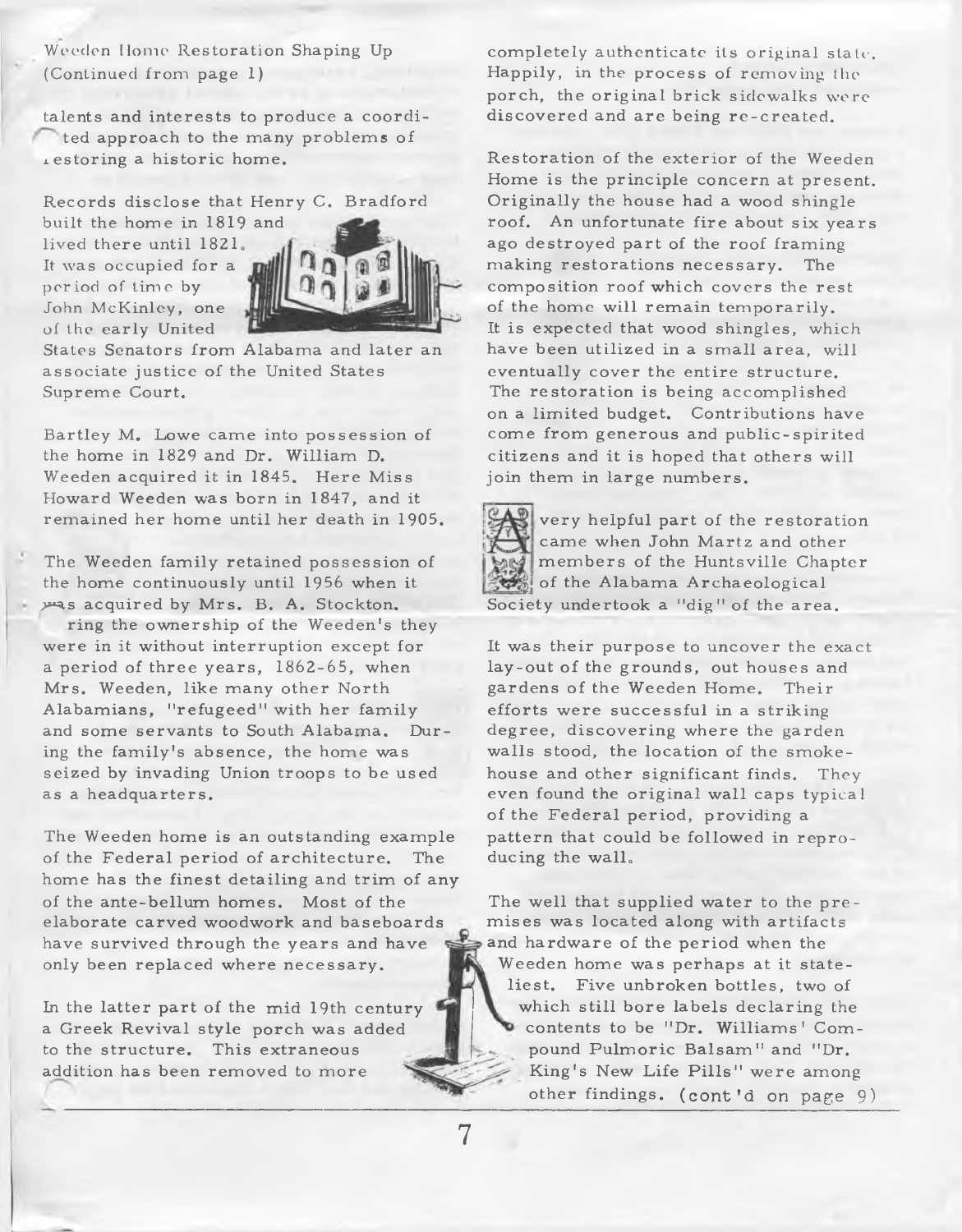Weeden Home Restoration Shaping Up
(Continued from page 1)

talents and interests to produce a coordi- ted approach to the many problems of restoring a historic home.

Records disclose that Henry C. Bradford built the home in 1819 and lived there until 1821. It was occupied for a period of time by John McKinley, one of the early United States Senators from Alabama and later an associate justice of the United States Supreme Court.

Bartley M. Lowe came into possession of the home in 1829 and Dr. William D. Weeden acquired it in 1845. Here Miss Howard Weeden was born in 1847, and it remained her home until her death in 1905.

The Weeden family retained possession of the home continuously until 1956 when it was acquired by Mrs. B. A. Stockton. ring the ownership of the Weeden's they were in it without interruption except for a period of three years, 1862-65, when Mrs. Weeden, like many other North Alabamians, "refugeed" with her family and some servants to South Alabama. During the family's absence, the home was seized by invading Union troops to be used as a headquarters.

The Weeden home is an outstanding example of the Federal period of architecture. The home has the finest detailing and trim of any of the ante-bellum homes. Most of the elaborate carved woodwork and baseboards have survived through the years and have only been replaced where necessary.

In the latter part of the mid 19th century a Greek Revival style porch was added to the structure. This extraneous addition has been removed to more completely authenticate its original state. Happily, in the process of removing the porch, the original brick sidewalks were discovered and are being re-created.

Restoration of the exterior of the Weeden Home is the principle concern at present. Originally the house had a wood shingle roof. An unfortunate fire about six years ago destroyed part of the roof framing making restorations necessary. The composition roof which covers the rest of the home will remain temporarily. It is expected that wood shingles, which have been utilized in a small area, will eventually cover the entire structure. The restoration is being accomplished on a limited budget. Contributions have come from generous and public-spirited citizens and it is hoped that others will join them in large numbers.

A very helpful part of the restoration came when John Martz and other members of the Huntsville Chapter of the Alabama Archaeological Society undertook a "dig" of the area.

It was their purpose to uncover the exact lay-out of the grounds, out houses and gardens of the Weeden Home. Their efforts were successful in a striking degree, discovering where the garden walls stood, the location of the smoke-house and other significant finds. They even found the original wall caps typical of the Federal period, providing a pattern that could be followed in reproducing the wall.

The well that supplied water to the premises was located along with artifacts and hardware of the period when the Weeden home was perhaps at it stateliest. Five unbroken bottles, two of which still bore labels declaring the contents to be "Dr. Williams' Compound Pulmoric Balsam" and "Dr. King's New Life Pills" were among other findings. (cont'd on page 9)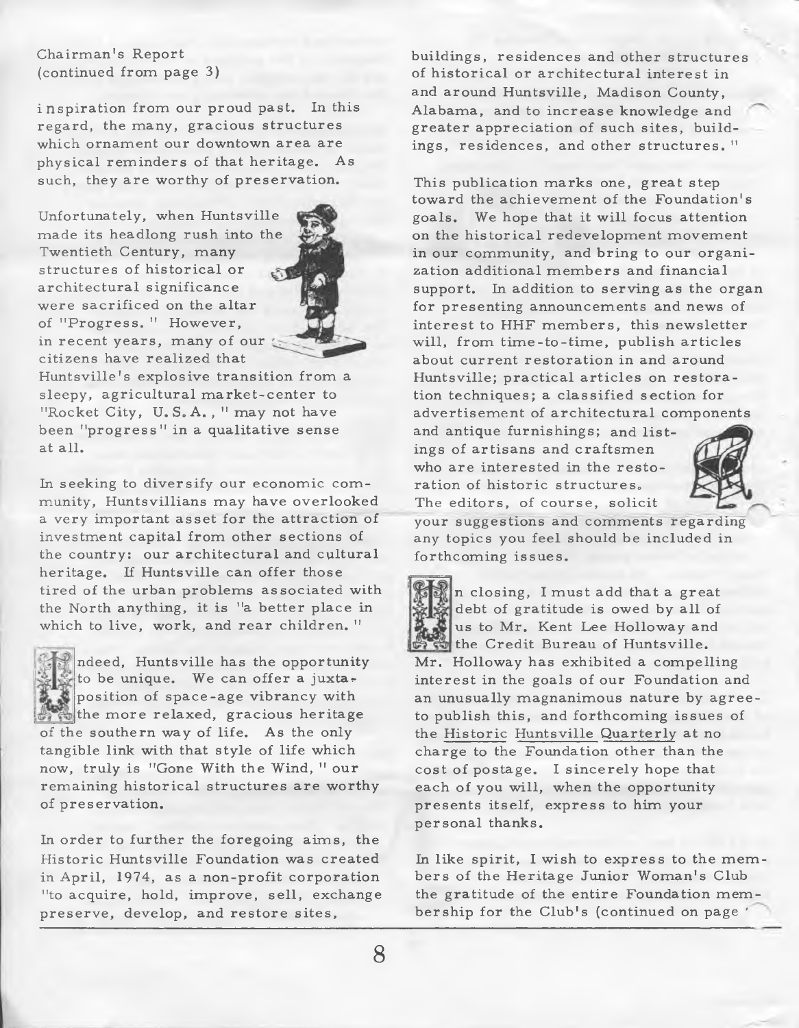Chairman's Report
(continued from page 3)

inspiration from our proud past. In this regard, the many, gracious structures which ornament our downtown area are physical reminders of that heritage. As such, they are worthy of preservation.

Unfortunately, when Huntsville made its headlong rush into the Twentieth Century, many structures of historical or architectural significance were sacrificed on the altar of "Progress." However, in recent years, many of our citizens have realized that Huntsville's explosive transition from a sleepy, agricultural market-center to "Rocket City, U.S.A.," may not have been "progress" in a qualitative sense at all.

In seeking to diversify our economic community, Huntsvillians may have overlooked a very important asset for the attraction of investment capital from other sections of the country: our architectural and cultural heritage. If Huntsville can offer those tired of the urban problems associated with the North anything, it is "a better place in which to live, work, and rear children."

Indeed, Huntsville has the opportunity to be unique. We can offer a juxtaposition of space-age vibrancy with the more relaxed, gracious heritage of the southern way of life. As the only tangible link with that style of life which now, truly is "Gone With the Wind," our remaining historical structures are worthy of preservation.

In order to further the foregoing aims, the Historic Huntsville Foundation was created in April, 1974, as a non-profit corporation "to acquire, hold, improve, sell, exchange preserve, develop, and restore sites, buildings, residences and other structures of historical or architectural interest in and around Huntsville, Madison County, Alabama, and to increase knowledge and greater appreciation of such sites, buildings, residences, and other structures."

This publication marks one, great step toward the achievement of the Foundation's goals. We hope that it will focus attention on the historical redevelopment movement in our community, and bring to our organization additional members and financial support. In addition to serving as the organ for presenting announcements and news of interest to HHF members, this newsletter will, from time-to-time, publish articles about current restoration in and around Huntsville; practical articles on restoration techniques; a classified section for advertisement of architectural components and antique furnishings; and listings of artisans and craftsmen who are interested in the restoration of historic structures. The editors, of course, solicit your suggestions and comments regarding any topics you feel should be included in forthcoming issues.

In closing, I must add that a great debt of gratitude is owed by all of us to Mr. Kent Lee Holloway and the Credit Bureau of Huntsville. Mr. Holloway has exhibited a compelling interest in the goals of our Foundation and an unusually magnanimous nature by agree-to publish this, and forthcoming issues of the Historic Huntsville Quarterly at no charge to the Foundation other than the cost of postage. I sincerely hope that each of you will, when the opportunity presents itself, express to him your personal thanks.

In like spirit, I wish to express to the members of the Heritage Junior Woman's Club the gratitude of the entire Foundation membership for the Club's (continued on page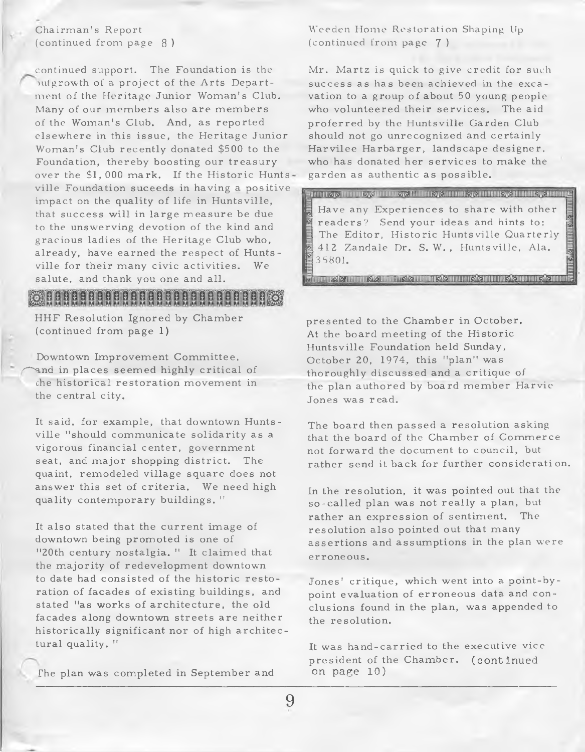Chairman's Report
(continued from page 8)

continued support. The Foundation is the outgrowth of a project of the Arts Department of the Heritage Junior Woman's Club. Many of our members also are members of the Woman's Club. And, as reported elsewhere in this issue, the Heritage Junior Woman's Club recently donated $500 to the Foundation, thereby boosting our treasury over the $1,000 mark. If the Historic Huntsville Foundation suceeds in having a positive impact on the quality of life in Huntsville, that success will in large measure be due to the unswerving devotion of the kind and gracious ladies of the Heritage Club who, already, have earned the respect of Huntsville for their many civic activities. We salute, and thank you one and all.

HHF Resolution Ignored by Chamber
(continued from page 1)

Downtown Improvement Committee, and in places seemed highly critical of the historical restoration movement in the central city.

It said, for example, that downtown Huntsville "should communicate solidarity as a vigorous financial center, government seat, and major shopping district. The quaint, remodeled village square does not answer this set of criteria. We need high quality contemporary buildings."

It also stated that the current image of downtown being promoted is one of "20th century nostalgia." It claimed that the majority of redevelopment downtown to date had consisted of the historic restoration of facades of existing buildings, and stated "as works of architecture, the old facades along downtown streets are neither historically significant nor of high architectural quality."

The plan was completed in September and presented to the Chamber in October. At the board meeting of the Historic Huntsville Foundation held Sunday, October 20, 1974, this "plan" was thoroughly discussed and a critique of the plan authored by board member Harvie Jones was read.

The board then passed a resolution asking that the board of the Chamber of Commerce not forward the document to council, but rather send it back for further consideration.

In the resolution, it was pointed out that the so-called plan was not really a plan, but rather an expression of sentiment. The resolution also pointed out that many assertions and assumptions in the plan were erroneous.

Jones' critique, which went into a point-by-point evaluation of erroneous data and conclusions found in the plan, was appended to the resolution.

It was hand-carried to the executive vice president of the Chamber. (continued on page 10)

Weeden Home Restoration Shaping Up
(continued from page 7)

Mr. Martz is quick to give credit for such success as has been achieved in the excavation to a group of about 50 young people who volunteered their services. The aid proferred by the Huntsville Garden Club should not go unrecognized and certainly Harvilee Harbarger, landscape designer, who has donated her services to make the garden as authentic as possible.

Have any Experiences to share with other readers? Send your ideas and hints to: The Editor, Historic Huntsville Quarterly 412 Zandale Dr. S.W., Huntsville, Ala. 35801.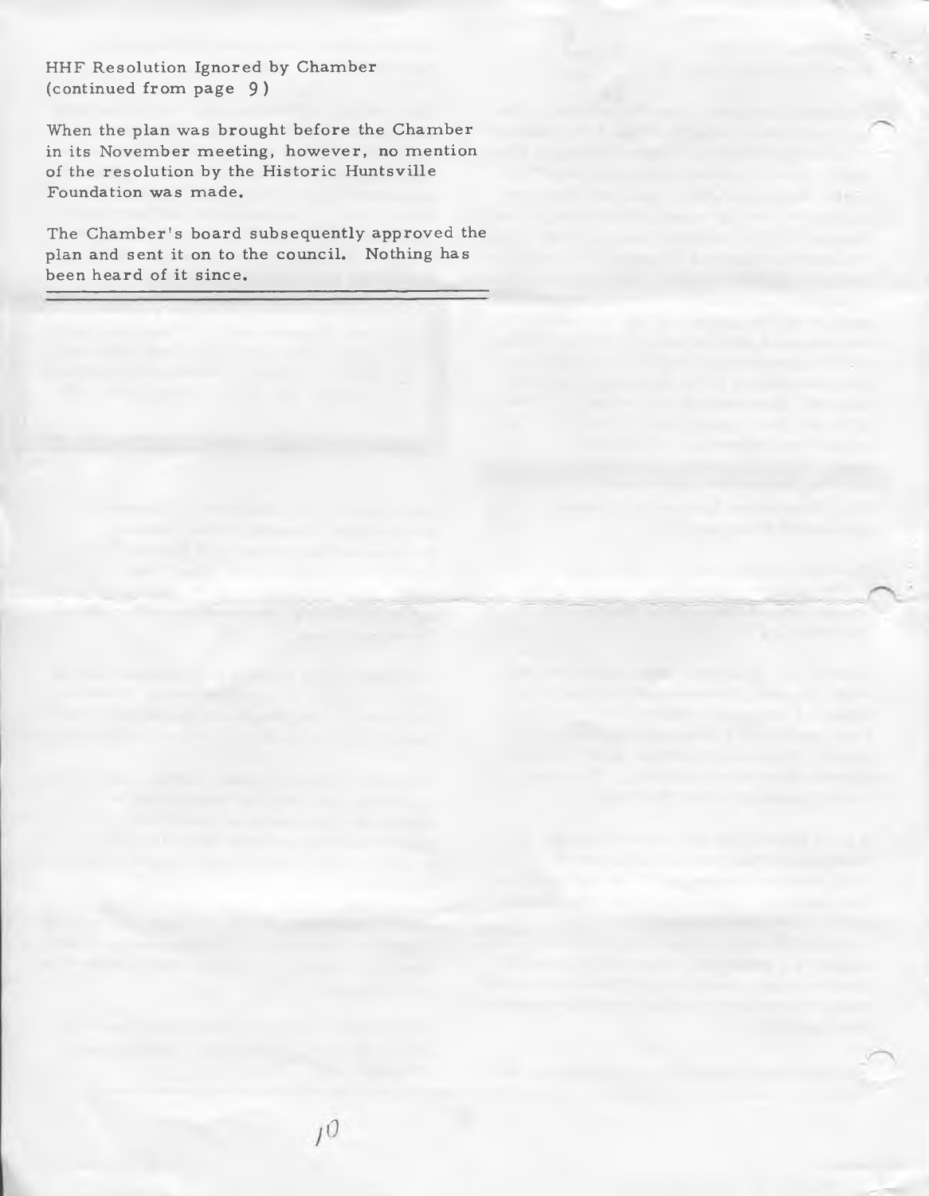HHF Resolution Ignored by Chamber
(continued from page 9)

When the plan was brought before the Chamber in its November meeting, however, no mention of the resolution by the Historic Huntsville Foundation was made.

The Chamber's board subsequently approved the plan and sent it on to the council. Nothing has been heard of it since.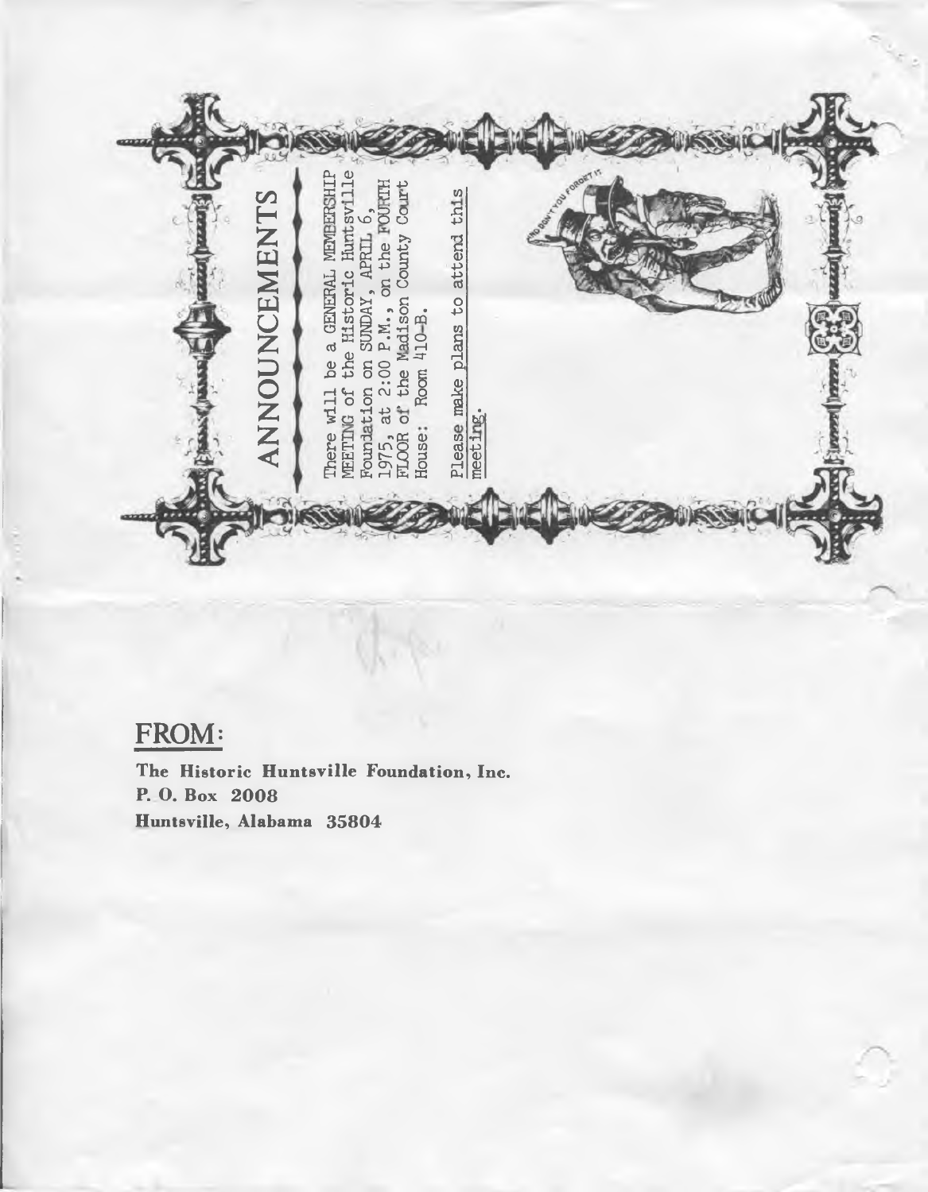# ANNOUNCEMENTS

There will be a GENERAL MEMBERSHIP MEETING of the Historic Huntsville Foundation on SUNDAY, APRIL 6, 1975, at 2:00 P.M., on the FOURTH FLOOR of the Madison County Court House: Room 410-B.

Please make plans to attend this meeting.

## FROM:

**The Historic Huntsville Foundation, Inc.**
**P. O. Box 2008**
**Huntsville, Alabama 35804**